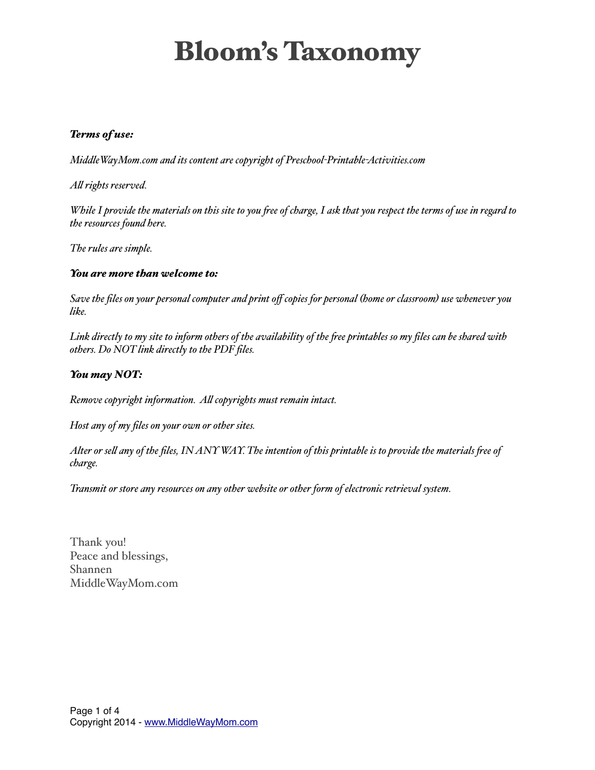# Bloom's Taxonomy

***Terms of use:***

*MiddleWayMom.com and its content are copyright of Preschool-Printable-Activities.com*

*All rights reserved.*

*While I provide the materials on this site to you free of charge, I ask that you respect the terms of use in regard to the resources found here.*

*The rules are simple.*

***You are more than welcome to:***

*Save the files on your personal computer and print off copies for personal (home or classroom) use whenever you like.*

*Link directly to my site to inform others of the availability of the free printables so my files can be shared with others. Do NOT link directly to the PDF files.*

***You may NOT:***

*Remove copyright information. All copyrights must remain intact.*

*Host any of my files on your own or other sites.*

*Alter or sell any of the files, IN ANY WAY. The intention of this printable is to provide the materials free of charge.*

*Transmit or store any resources on any other website or other form of electronic retrieval system.*

Thank you!
Peace and blessings,
Shannen
MiddleWayMom.com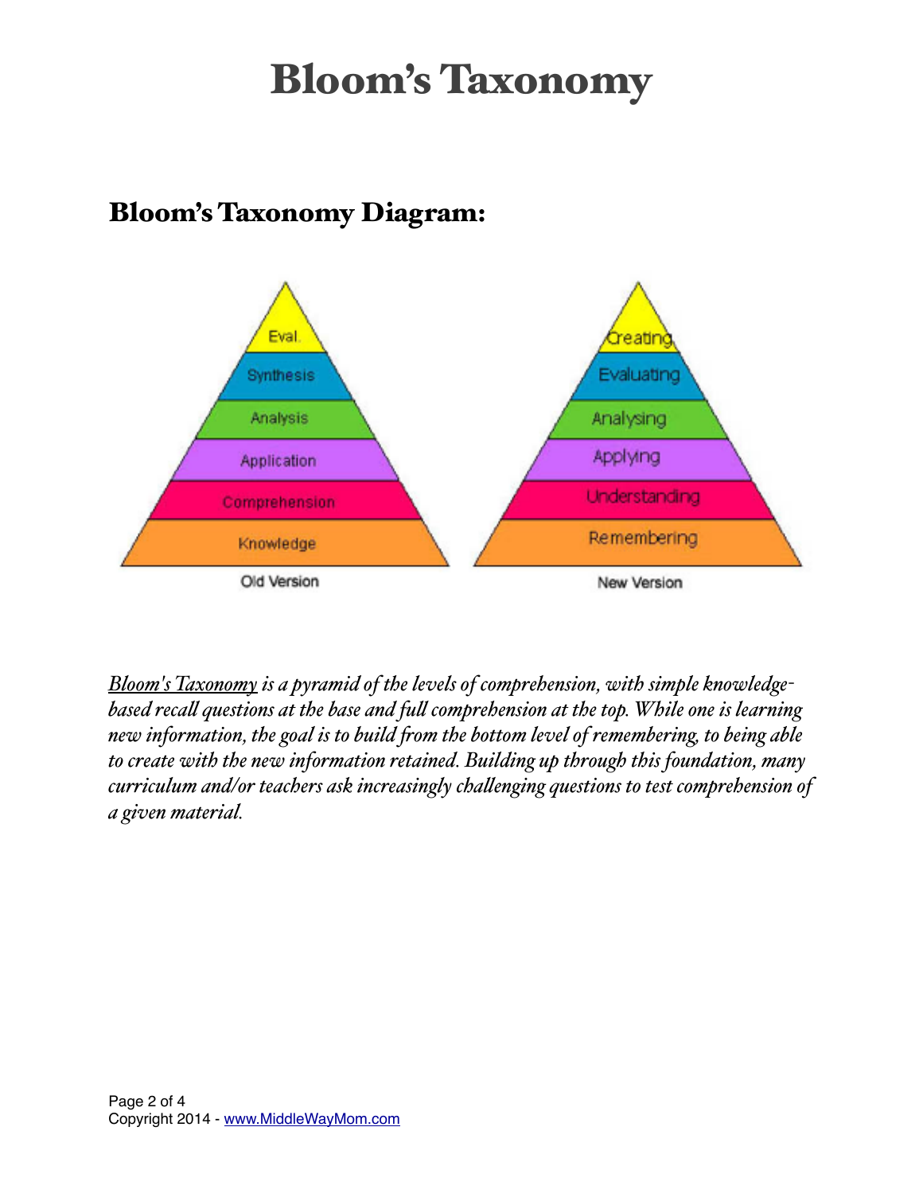# Bloom's Taxonomy

## Bloom's Taxonomy Diagram:

*Bloom's Taxonomy is a pyramid of the levels of comprehension, with simple knowledge-based recall questions at the base and full comprehension at the top. While one is learning new information, the goal is to build from the bottom level of remembering, to being able to create with the new information retained. Building up through this foundation, many curriculum and/or teachers ask increasingly challenging questions to test comprehension of a given material.*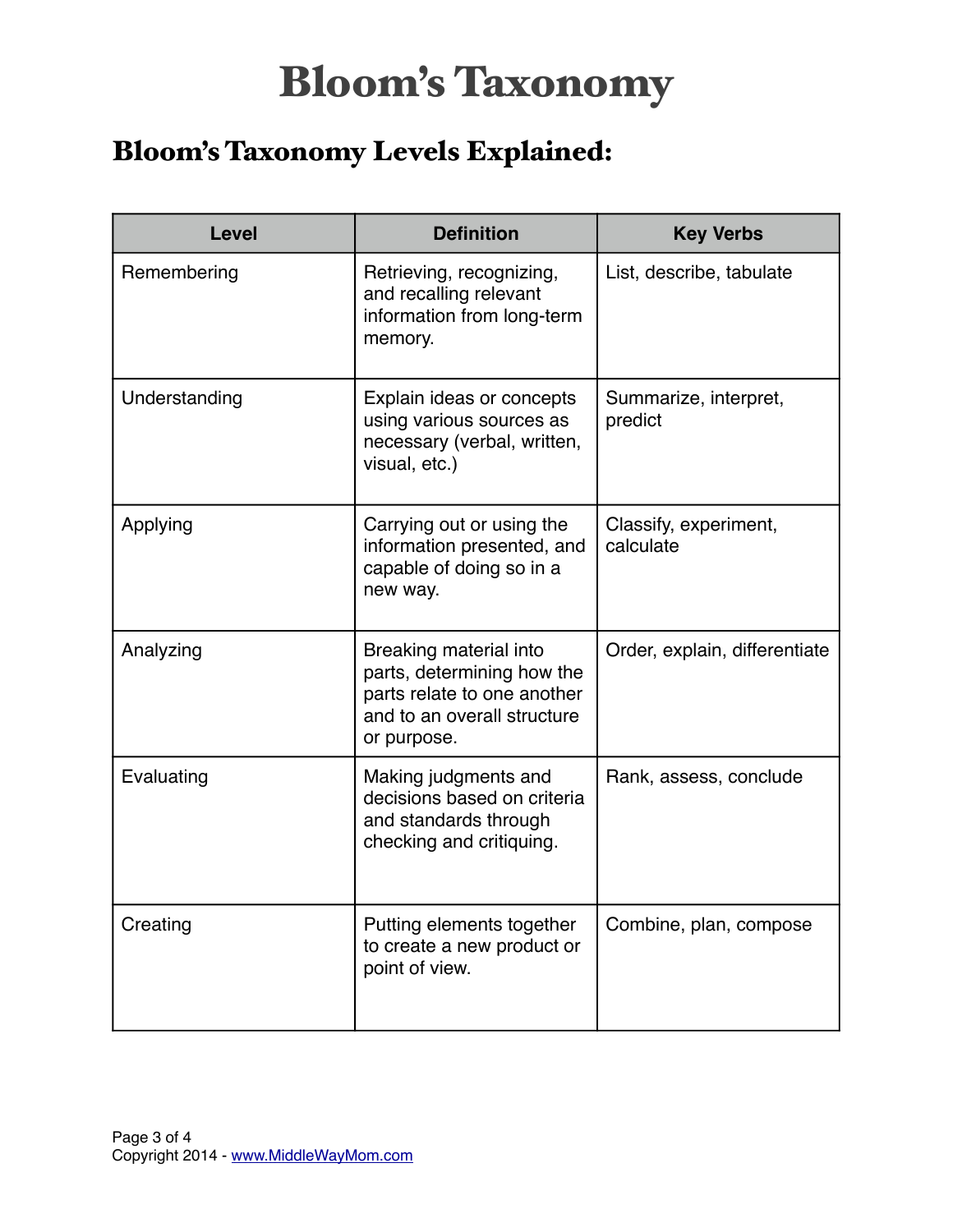# Bloom's Taxonomy

## Bloom's Taxonomy Levels Explained:

| Level | Definition | Key Verbs |
|---|---|---|
| Remembering | Retrieving, recognizing, and recalling relevant information from long-term memory. | List, describe, tabulate |
| Understanding | Explain ideas or concepts using various sources as necessary (verbal, written, visual, etc.) | Summarize, interpret, predict |
| Applying | Carrying out or using the information presented, and capable of doing so in a new way. | Classify, experiment, calculate |
| Analyzing | Breaking material into parts, determining how the parts relate to one another and to an overall structure or purpose. | Order, explain, differentiate |
| Evaluating | Making judgments and decisions based on criteria and standards through checking and critiquing. | Rank, assess, conclude |
| Creating | Putting elements together to create a new product or point of view. | Combine, plan, compose |

Copyright 2014 - www.MiddleWayMom.com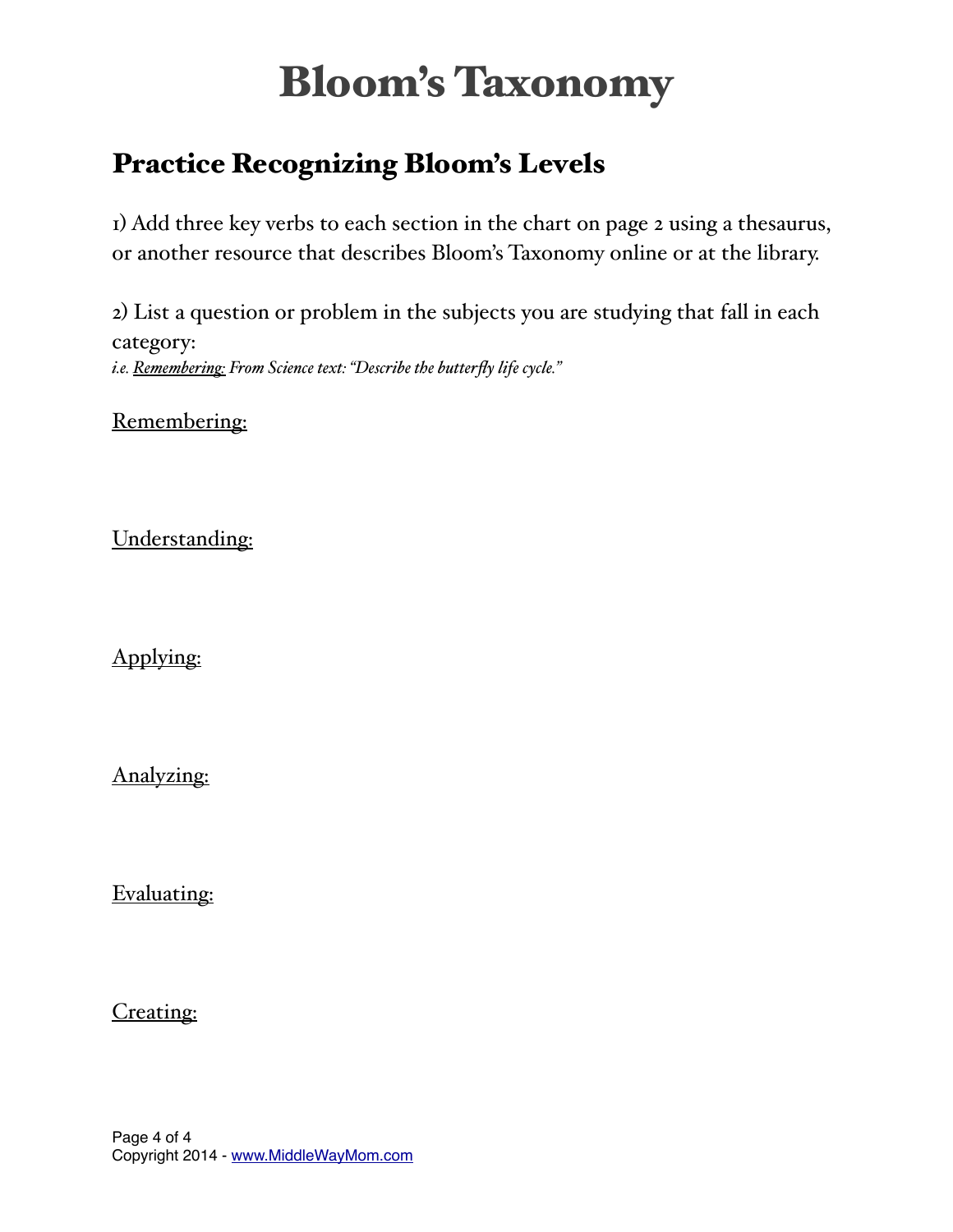# Bloom's Taxonomy

## Practice Recognizing Bloom's Levels

1) Add three key verbs to each section in the chart on page 2 using a thesaurus, or another resource that describes Bloom's Taxonomy online or at the library.

2) List a question or problem in the subjects you are studying that fall in each category:

*i.e. Remembering: From Science text: "Describe the butterfly life cycle."*

Remembering:

Understanding:

Applying:

Analyzing:

Evaluating:

Creating:

Copyright 2014 - www.MiddleWayMom.com